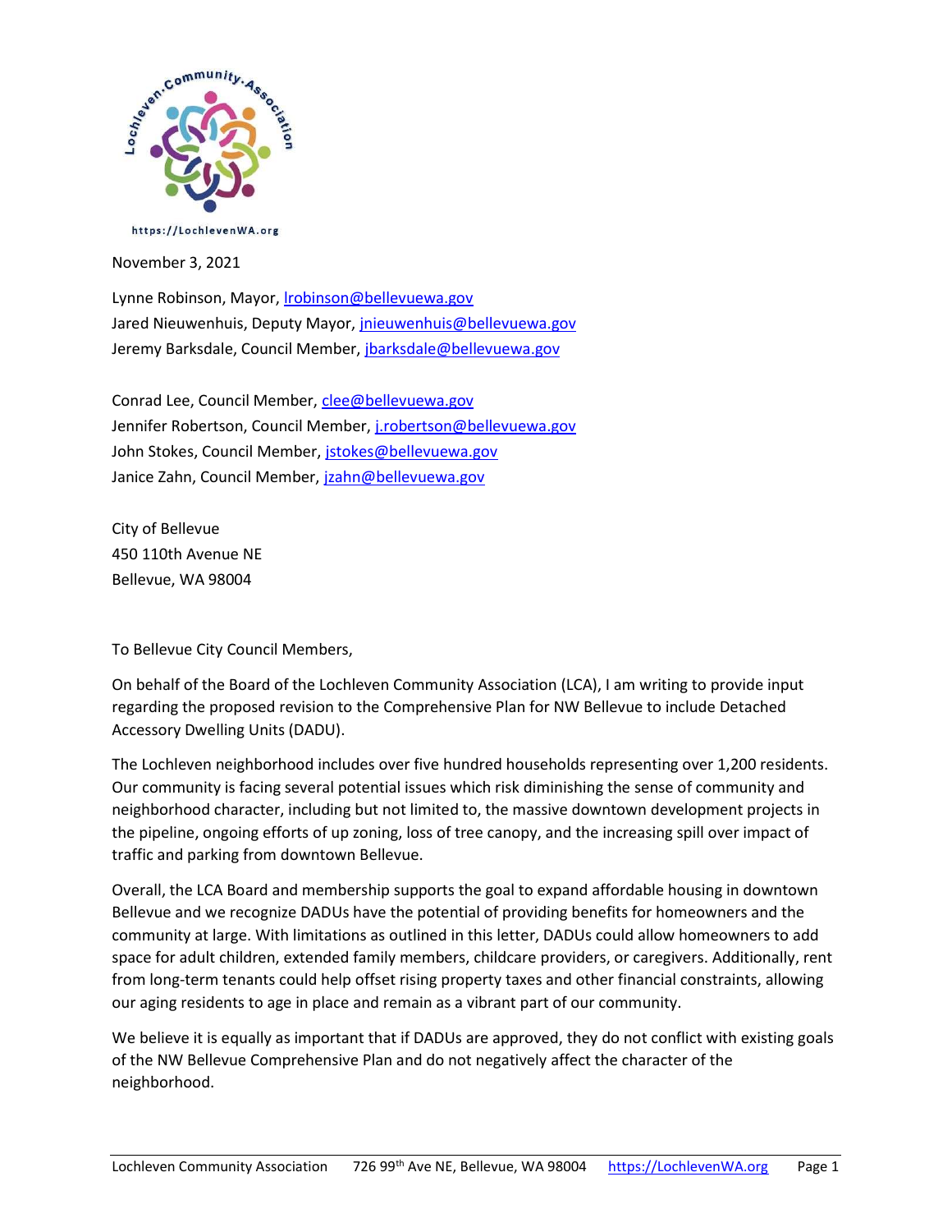https://LochlevenWA.org

November 3, 2021

Lynne Robinson, Mayor, lrobinson@bellevuewa.gov
Jared Nieuwenhuis, Deputy Mayor, jnieuwenhuis@bellevuewa.gov
Jeremy Barksdale, Council Member, jbarksdale@bellevuewa.gov

Conrad Lee, Council Member, clee@bellevuewa.gov
Jennifer Robertson, Council Member, j.robertson@bellevuewa.gov
John Stokes, Council Member, jstokes@bellevuewa.gov
Janice Zahn, Council Member, jzahn@bellevuewa.gov

City of Bellevue
450 110th Avenue NE
Bellevue, WA 98004

To Bellevue City Council Members,

On behalf of the Board of the Lochleven Community Association (LCA), I am writing to provide input regarding the proposed revision to the Comprehensive Plan for NW Bellevue to include Detached Accessory Dwelling Units (DADU).

The Lochleven neighborhood includes over five hundred households representing over 1,200 residents. Our community is facing several potential issues which risk diminishing the sense of community and neighborhood character, including but not limited to, the massive downtown development projects in the pipeline, ongoing efforts of up zoning, loss of tree canopy, and the increasing spill over impact of traffic and parking from downtown Bellevue.

Overall, the LCA Board and membership supports the goal to expand affordable housing in downtown Bellevue and we recognize DADUs have the potential of providing benefits for homeowners and the community at large. With limitations as outlined in this letter, DADUs could allow homeowners to add space for adult children, extended family members, childcare providers, or caregivers. Additionally, rent from long-term tenants could help offset rising property taxes and other financial constraints, allowing our aging residents to age in place and remain as a vibrant part of our community.

We believe it is equally as important that if DADUs are approved, they do not conflict with existing goals of the NW Bellevue Comprehensive Plan and do not negatively affect the character of the neighborhood.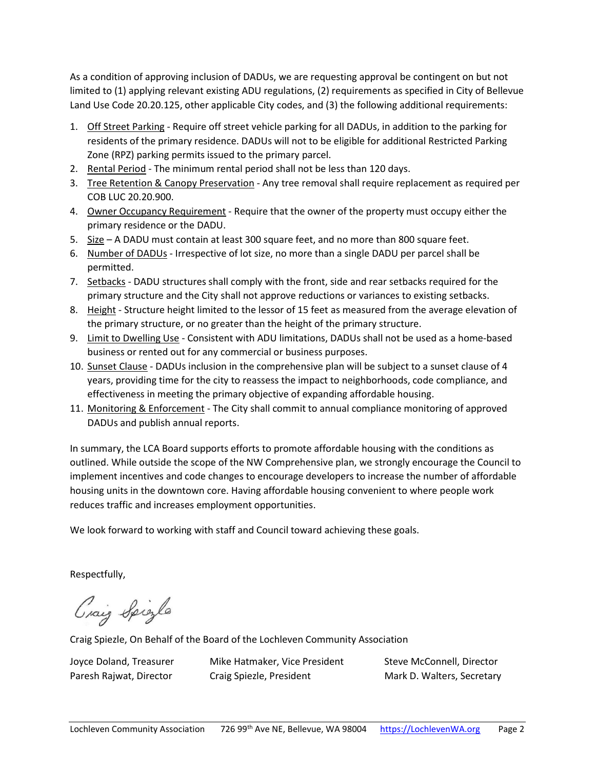As a condition of approving inclusion of DADUs, we are requesting approval be contingent on but not limited to (1) applying relevant existing ADU regulations, (2) requirements as specified in City of Bellevue Land Use Code 20.20.125, other applicable City codes, and (3) the following additional requirements:

1. Off Street Parking - Require off street vehicle parking for all DADUs, in addition to the parking for residents of the primary residence. DADUs will not to be eligible for additional Restricted Parking Zone (RPZ) parking permits issued to the primary parcel.
2. Rental Period - The minimum rental period shall not be less than 120 days.
3. Tree Retention & Canopy Preservation - Any tree removal shall require replacement as required per COB LUC 20.20.900.
4. Owner Occupancy Requirement - Require that the owner of the property must occupy either the primary residence or the DADU.
5. Size – A DADU must contain at least 300 square feet, and no more than 800 square feet.
6. Number of DADUs - Irrespective of lot size, no more than a single DADU per parcel shall be permitted.
7. Setbacks - DADU structures shall comply with the front, side and rear setbacks required for the primary structure and the City shall not approve reductions or variances to existing setbacks.
8. Height - Structure height limited to the lessor of 15 feet as measured from the average elevation of the primary structure, or no greater than the height of the primary structure.
9. Limit to Dwelling Use - Consistent with ADU limitations, DADUs shall not be used as a home-based business or rented out for any commercial or business purposes.
10. Sunset Clause - DADUs inclusion in the comprehensive plan will be subject to a sunset clause of 4 years, providing time for the city to reassess the impact to neighborhoods, code compliance, and effectiveness in meeting the primary objective of expanding affordable housing.
11. Monitoring & Enforcement - The City shall commit to annual compliance monitoring of approved DADUs and publish annual reports.

In summary, the LCA Board supports efforts to promote affordable housing with the conditions as outlined. While outside the scope of the NW Comprehensive plan, we strongly encourage the Council to implement incentives and code changes to encourage developers to increase the number of affordable housing units in the downtown core. Having affordable housing convenient to where people work reduces traffic and increases employment opportunities.

We look forward to working with staff and Council toward achieving these goals.

Respectfully,

Craig Spiezle

Craig Spiezle, On Behalf of the Board of the Lochleven Community Association

Joyce Doland, Treasurer
Paresh Rajwat, Director
Mike Hatmaker, Vice President
Craig Spiezle, President
Steve McConnell, Director
Mark D. Walters, Secretary